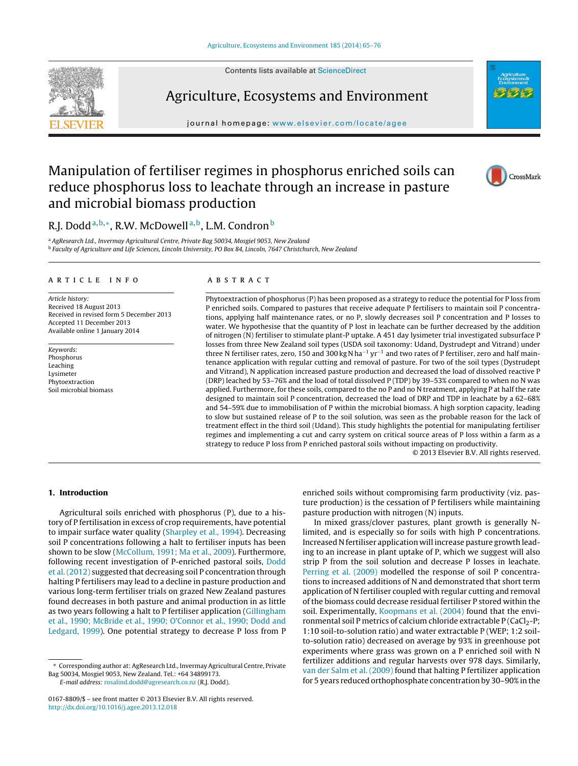# Manipulation of fertiliser regimes in phosphorus enriched soils can reduce phosphorus loss to leachate through an increase in pasture and microbial biomass production

R.J. Dodd[a,b,*], R.W. McDowell[a,b], L.M. Condron[b]

[a] AgResearch Ltd., Invermay Agricultural Centre, Private Bag 50034, Mosgiel 9053, New Zealand
[b] Faculty of Agriculture and Life Sciences, Lincoln University, PO Box 84, Lincoln, 7647 Christchurch, New Zealand

## ARTICLE INFO

*Article history:*
Received 18 August 2013
Received in revised form 5 December 2013
Accepted 11 December 2013
Available online 1 January 2014

*Keywords:*
Phosphorus
Leaching
Lysimeter
Phytoextraction
Soil microbial biomass

## ABSTRACT

Phytoextraction of phosphorus (P) has been proposed as a strategy to reduce the potential for P loss from P enriched soils. Compared to pastures that receive adequate P fertilisers to maintain soil P concentrations, applying half maintenance rates, or no P, slowly decreases soil P concentration and P losses to water. We hypothesise that the quantity of P lost in leachate can be further decreased by the addition of nitrogen (N) fertiliser to stimulate plant-P uptake. A 451 day lysimeter trial investigated subsurface P losses from three New Zealand soil types (USDA soil taxonomy: Udand, Dystrudept and Vitrand) under three N fertiliser rates, zero, 150 and 300 kg N $ha^{-1}$ $yr^{-1}$ and two rates of P fertiliser, zero and half maintenance application with regular cutting and removal of pasture. For two of the soil types (Dystrudept and Vitrand), N application increased pasture production and decreased the load of dissolved reactive P (DRP) leached by 53–76% and the load of total dissolved P (TDP) by 39–53% compared to when no N was applied. Furthermore, for these soils, compared to the no P and no N treatment, applying P at half the rate designed to maintain soil P concentration, decreased the load of DRP and TDP in leachate by a 62–68% and 54–59% due to immobilisation of P within the microbial biomass. A high sorption capacity, leading to slow but sustained release of P to the soil solution, was seen as the probable reason for the lack of treatment effect in the third soil (Udand). This study highlights the potential for manipulating fertiliser regimes and implementing a cut and carry system on critical source areas of P loss within a farm as a strategy to reduce P loss from P enriched pastoral soils without impacting on productivity.

© 2013 Elsevier B.V. All rights reserved.

## 1. Introduction

Agricultural soils enriched with phosphorus (P), due to a history of P fertilisation in excess of crop requirements, have potential to impair surface water quality (Sharpley et al., 1994). Decreasing soil P concentrations following a halt to fertiliser inputs has been shown to be slow (McCollum, 1991; Ma et al., 2009). Furthermore, following recent investigation of P-enriched pastoral soils, Dodd et al. (2012) suggested that decreasing soil P concentration through halting P fertilisers may lead to a decline in pasture production and various long-term fertiliser trials on grazed New Zealand pastures found decreases in both pasture and animal production in as little as two years following a halt to P fertiliser application (Gillingham et al., 1990; McBride et al., 1990; O'Connor et al., 1990; Dodd and Ledgard, 1999). One potential strategy to decrease P loss from P enriched soils without compromising farm productivity (viz. pasture production) is the cessation of P fertilisers while maintaining pasture production with nitrogen (N) inputs.

In mixed grass/clover pastures, plant growth is generally N-limited, and is especially so for soils with high P concentrations. Increased N fertiliser application will increase pasture growth leading to an increase in plant uptake of P, which we suggest will also strip P from the soil solution and decrease P losses in leachate. Perring et al. (2009) modelled the response of soil P concentrations to increased additions of N and demonstrated that short term application of N fertiliser coupled with regular cutting and removal of the biomass could decrease residual fertiliser P stored within the soil. Experimentally, Koopmans et al. (2004) found that the environmental soil P metrics of calcium chloride extractable P ($CaCl_2$-P; 1:10 soil-to-solution ratio) and water extractable P (WEP; 1:2 soil-to-solution ratio) decreased on average by 93% in greenhouse pot experiments where grass was grown on a P enriched soil with N fertilizer additions and regular harvests over 978 days. Similarly, van der Salm et al. (2009) found that halting P fertilizer application for 5 years reduced orthophosphate concentration by 30–90% in the

* Corresponding author at: AgResearch Ltd., Invermay Agricultural Centre, Private Bag 50034, Mosgiel 9053, New Zealand. Tel.: +64 34899173.
*E-mail address:* rosalind.dodd@agresearch.co.nz (R.J. Dodd).

0167-8809/$ – see front matter © 2013 Elsevier B.V. All rights reserved.
http://dx.doi.org/10.1016/j.agee.2013.12.018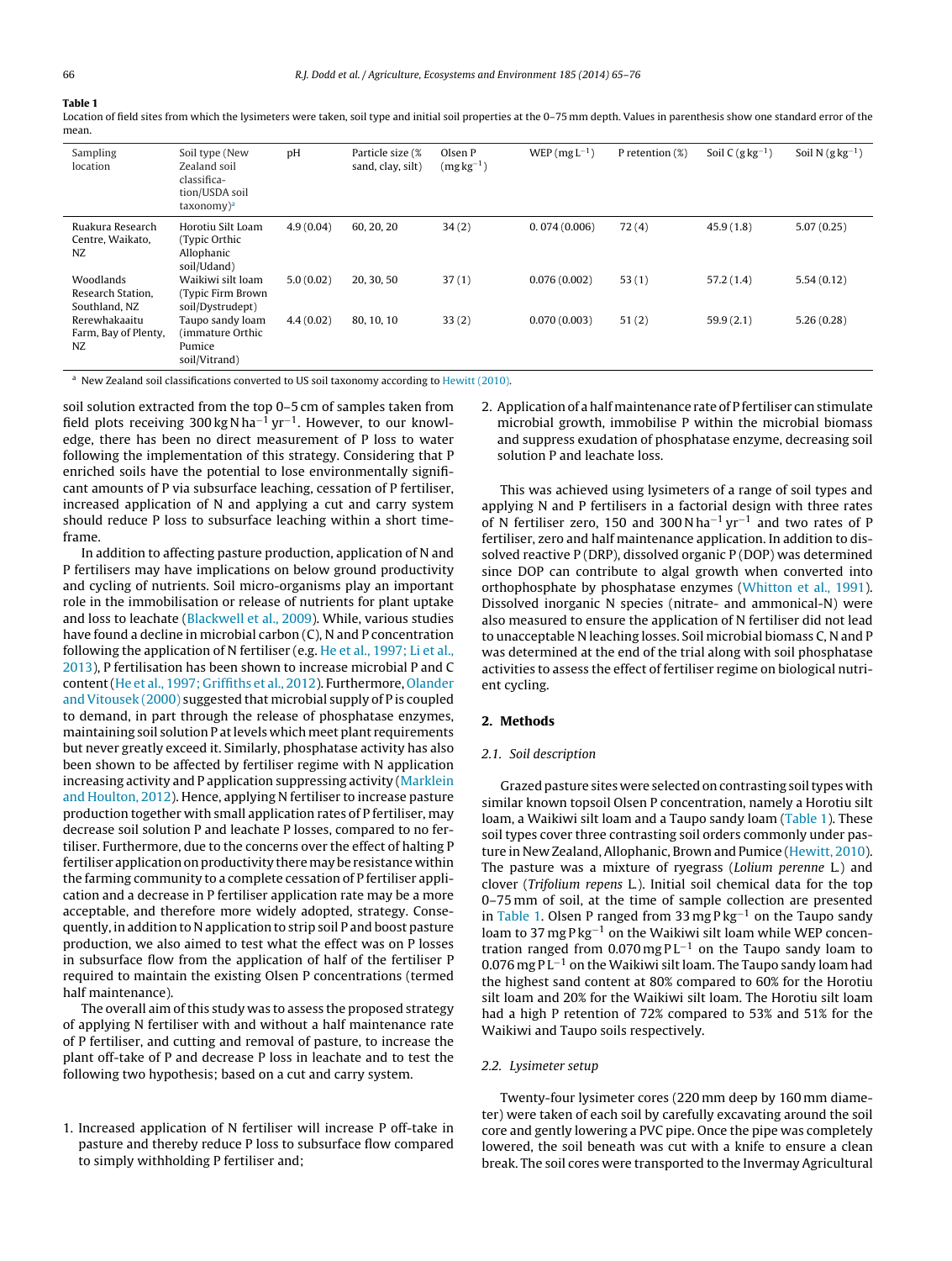**Table 1**
Location of field sites from which the lysimeters were taken, soil type and initial soil properties at the 0–75 mm depth. Values in parenthesis show one standard error of the mean.

| Sampling location | Soil type (New Zealand soil classification/USDA soil taxonomy)[a] | pH | Particle size (% sand, clay, silt) | Olsen P ($mg\,kg^{-1}$) | WEP ($mg\,L^{-1}$) | P retention (%) | Soil C ($g\,kg^{-1}$) | Soil N ($g\,kg^{-1}$) |
|---|---|---|---|---|---|---|---|---|
| Ruakura Research Centre, Waikato, NZ | Horotiu Silt Loam (Typic Orthic Allophanic soil/Udand) | 4.9 (0.04) | 60, 20, 20 | 34 (2) | 0. 074 (0.006) | 72 (4) | 45.9 (1.8) | 5.07 (0.25) |
| Woodlands Research Station, Southland, NZ | Waikiwi silt loam (Typic Firm Brown soil/Dystrudept) | 5.0 (0.02) | 20, 30, 50 | 37 (1) | 0.076 (0.002) | 53 (1) | 57.2 (1.4) | 5.54 (0.12) |
| Rerewhakaaitu Farm, Bay of Plenty, NZ | Taupo sandy loam (immature Orthic Pumice soil/Vitrand) | 4.4 (0.02) | 80, 10, 10 | 33 (2) | 0.070 (0.003) | 51 (2) | 59.9 (2.1) | 5.26 (0.28) |

[a] New Zealand soil classifications converted to US soil taxonomy according to Hewitt (2010).

soil solution extracted from the top 0–5 cm of samples taken from field plots receiving 300 kg N $ha^{-1}\,yr^{-1}$. However, to our knowledge, there has been no direct measurement of P loss to water following the implementation of this strategy. Considering that P enriched soils have the potential to lose environmentally significant amounts of P via subsurface leaching, cessation of P fertiliser, increased application of N and applying a cut and carry system should reduce P loss to subsurface leaching within a short time-frame.

In addition to affecting pasture production, application of N and P fertilisers may have implications on below ground productivity and cycling of nutrients. Soil micro-organisms play an important role in the immobilisation or release of nutrients for plant uptake and loss to leachate (Blackwell et al., 2009). While, various studies have found a decline in microbial carbon (C), N and P concentration following the application of N fertiliser (e.g. He et al., 1997; Li et al., 2013), P fertilisation has been shown to increase microbial P and C content (He et al., 1997; Griffiths et al., 2012). Furthermore, Olander and Vitousek (2000) suggested that microbial supply of P is coupled to demand, in part through the release of phosphatase enzymes, maintaining soil solution P at levels which meet plant requirements but never greatly exceed it. Similarly, phosphatase activity has also been shown to be affected by fertiliser regime with N application increasing activity and P application suppressing activity (Marklein and Houlton, 2012). Hence, applying N fertiliser to increase pasture production together with small application rates of P fertiliser, may decrease soil solution P and leachate P losses, compared to no fertiliser. Furthermore, due to the concerns over the effect of halting P fertiliser application on productivity there may be resistance within the farming community to a complete cessation of P fertiliser application and a decrease in P fertiliser application rate may be a more acceptable, and therefore more widely adopted, strategy. Consequently, in addition to N application to strip soil P and boost pasture production, we also aimed to test what the effect was on P losses in subsurface flow from the application of half of the fertiliser P required to maintain the existing Olsen P concentrations (termed half maintenance).

The overall aim of this study was to assess the proposed strategy of applying N fertiliser with and without a half maintenance rate of P fertiliser, and cutting and removal of pasture, to increase the plant off-take of P and decrease P loss in leachate and to test the following two hypothesis; based on a cut and carry system.

1. Increased application of N fertiliser will increase P off-take in pasture and thereby reduce P loss to subsurface flow compared to simply withholding P fertiliser and;
2. Application of a half maintenance rate of P fertiliser can stimulate microbial growth, immobilise P within the microbial biomass and suppress exudation of phosphatase enzyme, decreasing soil solution P and leachate loss.

This was achieved using lysimeters of a range of soil types and applying N and P fertilisers in a factorial design with three rates of N fertiliser zero, 150 and 300 N $ha^{-1}\,yr^{-1}$ and two rates of P fertiliser, zero and half maintenance application. In addition to dissolved reactive P (DRP), dissolved organic P (DOP) was determined since DOP can contribute to algal growth when converted into orthophosphate by phosphatase enzymes (Whitton et al., 1991). Dissolved inorganic N species (nitrate- and ammonical-N) were also measured to ensure the application of N fertiliser did not lead to unacceptable N leaching losses. Soil microbial biomass C, N and P was determined at the end of the trial along with soil phosphatase activities to assess the effect of fertiliser regime on biological nutrient cycling.

## 2. Methods

### 2.1. Soil description

Grazed pasture sites were selected on contrasting soil types with similar known topsoil Olsen P concentration, namely a Horotiu silt loam, a Waikiwi silt loam and a Taupo sandy loam (Table 1). These soil types cover three contrasting soil orders commonly under pasture in New Zealand, Allophanic, Brown and Pumice (Hewitt, 2010). The pasture was a mixture of ryegrass (*Lolium perenne* L.) and clover (*Trifolium repens* L.). Initial soil chemical data for the top 0–75 mm of soil, at the time of sample collection are presented in Table 1. Olsen P ranged from 33 mg P $kg^{-1}$ on the Taupo sandy loam to 37 mg P $kg^{-1}$ on the Waikiwi silt loam while WEP concentration ranged from 0.070 mg P $L^{-1}$ on the Taupo sandy loam to 0.076 mg P $L^{-1}$ on the Waikiwi silt loam. The Taupo sandy loam had the highest sand content at 80% compared to 60% for the Horotiu silt loam and 20% for the Waikiwi silt loam. The Horotiu silt loam had a high P retention of 72% compared to 53% and 51% for the Waikiwi and Taupo soils respectively.

### 2.2. Lysimeter setup

Twenty-four lysimeter cores (220 mm deep by 160 mm diameter) were taken of each soil by carefully excavating around the soil core and gently lowering a PVC pipe. Once the pipe was completely lowered, the soil beneath was cut with a knife to ensure a clean break. The soil cores were transported to the Invermay Agricultural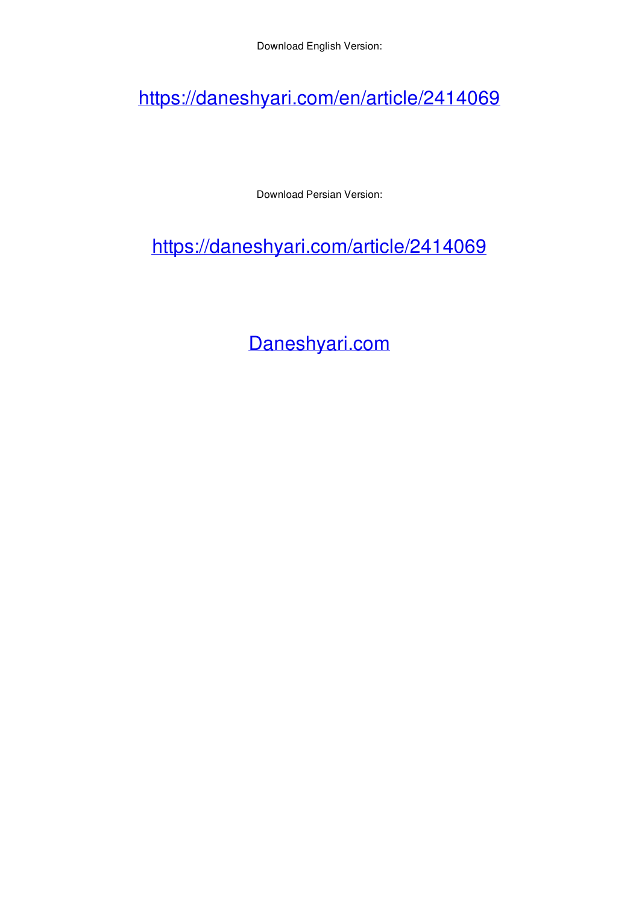Download English Version:

https://daneshyari.com/en/article/2414069

Download Persian Version:

https://daneshyari.com/article/2414069

Daneshyari.com